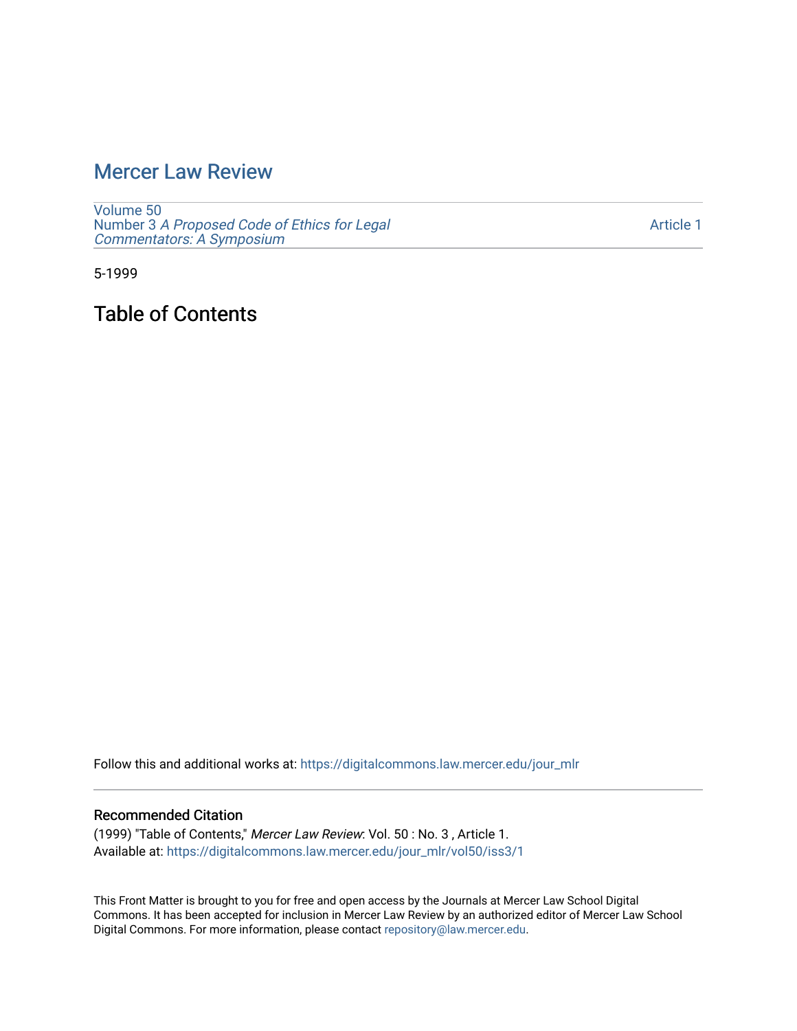# Mercer Law Review

Volume 50
Number 3 *A Proposed Code of Ethics for Legal Commentators: A Symposium*

Article 1

5-1999

## Table of Contents

Follow this and additional works at: https://digitalcommons.law.mercer.edu/jour_mlr

### Recommended Citation

(1999) "Table of Contents," *Mercer Law Review*: Vol. 50 : No. 3 , Article 1.
Available at: https://digitalcommons.law.mercer.edu/jour_mlr/vol50/iss3/1

This Front Matter is brought to you for free and open access by the Journals at Mercer Law School Digital Commons. It has been accepted for inclusion in Mercer Law Review by an authorized editor of Mercer Law School Digital Commons. For more information, please contact repository@law.mercer.edu.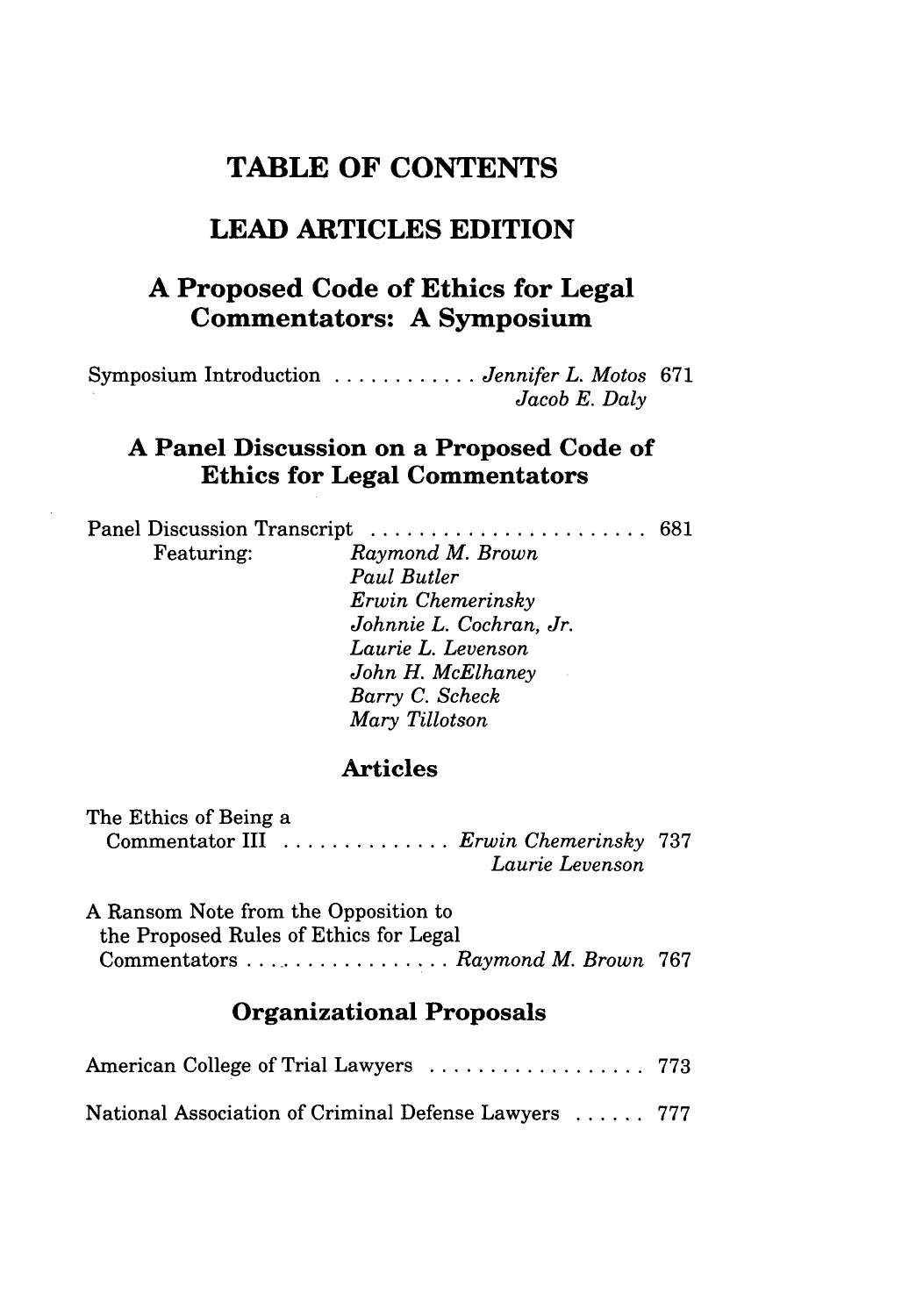# TABLE OF CONTENTS

## LEAD ARTICLES EDITION

## A Proposed Code of Ethics for Legal Commentators: A Symposium

Symposium Introduction . . . . . . . . . . . . *Jennifer L. Motos* 671
*Jacob E. Daly*

## A Panel Discussion on a Proposed Code of Ethics for Legal Commentators

Panel Discussion Transcript . . . . . . . . . . . . . . . . . . . . . . . 681

Featuring:
*Raymond M. Brown*
*Paul Butler*
*Erwin Chemerinsky*
*Johnnie L. Cochran, Jr.*
*Laurie L. Levenson*
*John H. McElhaney*
*Barry C. Scheck*
*Mary Tillotson*

### Articles

The Ethics of Being a Commentator III . . . . . . . . . . . . . . *Erwin Chemerinsky* 737
*Laurie Levenson*

A Ransom Note from the Opposition to the Proposed Rules of Ethics for Legal Commentators . . . . . . . . . . . . . . . . . *Raymond M. Brown* 767

### Organizational Proposals

American College of Trial Lawyers . . . . . . . . . . . . . . . . . . 773

National Association of Criminal Defense Lawyers . . . . . . 777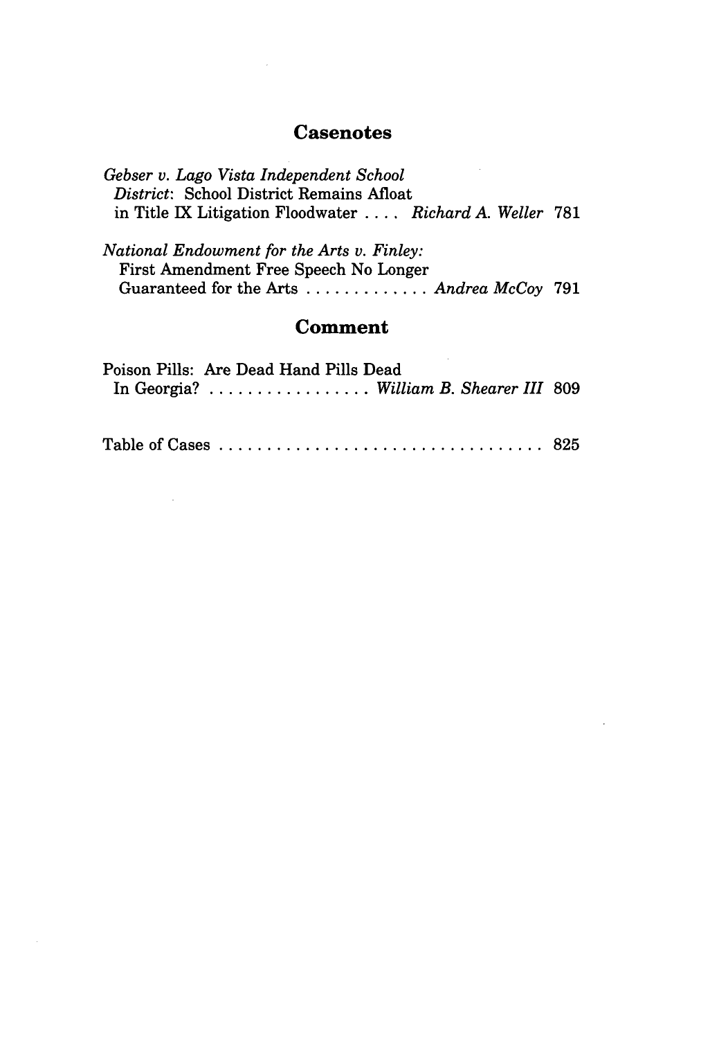## Casenotes

*Gebser v. Lago Vista Independent School District*: School District Remains Afloat in Title IX Litigation Floodwater .... *Richard A. Weller* 781

*National Endowment for the Arts v. Finley:* First Amendment Free Speech No Longer Guaranteed for the Arts ............. *Andrea McCoy* 791

## Comment

Poison Pills: Are Dead Hand Pills Dead In Georgia? ................. *William B. Shearer III* 809

Table of Cases ................................. 825